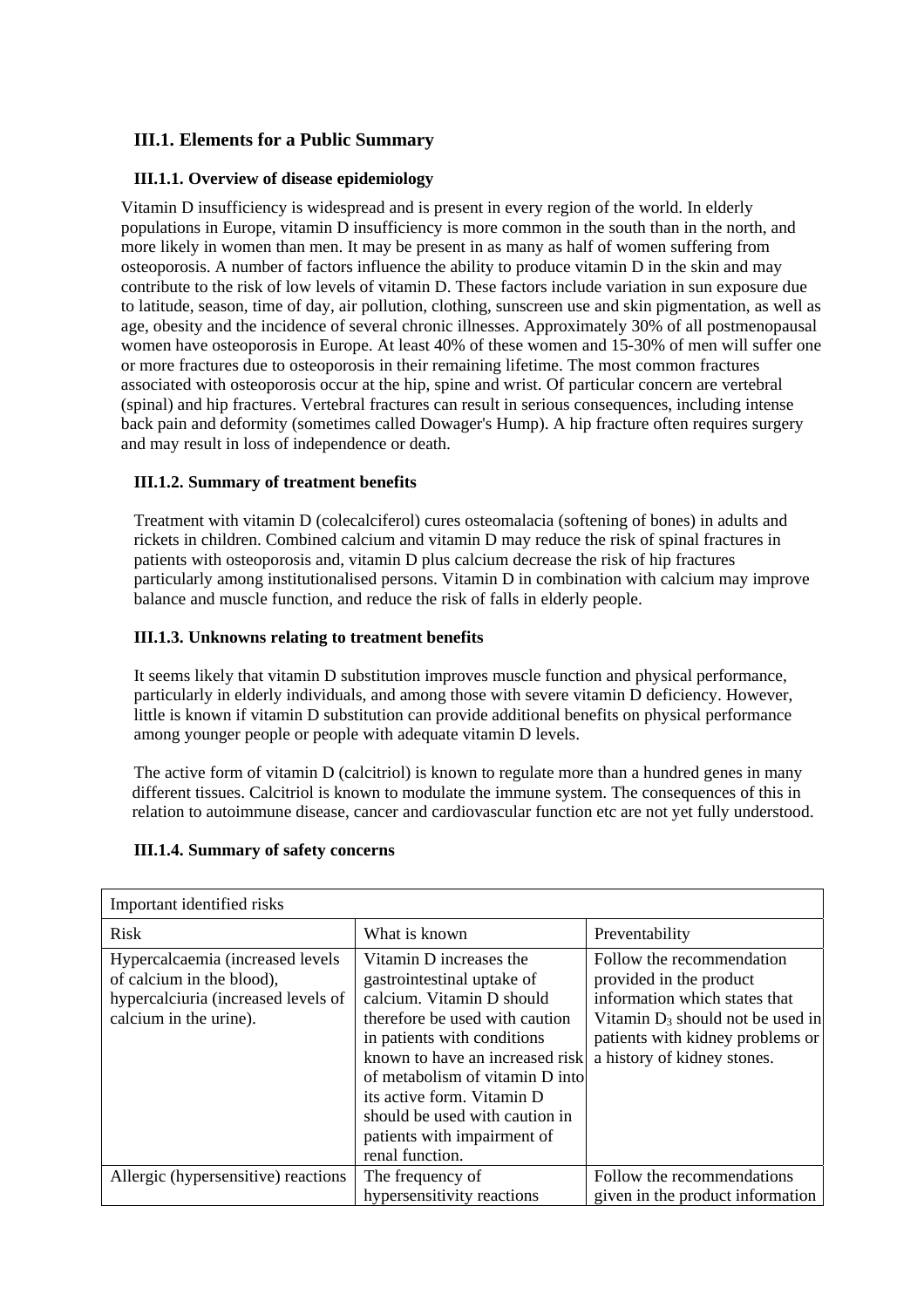## III.1. Elements for a Public Summary

### III.1.1. Overview of disease epidemiology

Vitamin D insufficiency is widespread and is present in every region of the world. In elderly populations in Europe, vitamin D insufficiency is more common in the south than in the north, and more likely in women than men. It may be present in as many as half of women suffering from osteoporosis. A number of factors influence the ability to produce vitamin D in the skin and may contribute to the risk of low levels of vitamin D. These factors include variation in sun exposure due to latitude, season, time of day, air pollution, clothing, sunscreen use and skin pigmentation, as well as age, obesity and the incidence of several chronic illnesses. Approximately 30% of all postmenopausal women have osteoporosis in Europe. At least 40% of these women and 15-30% of men will suffer one or more fractures due to osteoporosis in their remaining lifetime. The most common fractures associated with osteoporosis occur at the hip, spine and wrist. Of particular concern are vertebral (spinal) and hip fractures. Vertebral fractures can result in serious consequences, including intense back pain and deformity (sometimes called Dowager's Hump). A hip fracture often requires surgery and may result in loss of independence or death.

### III.1.2. Summary of treatment benefits

Treatment with vitamin D (colecalciferol) cures osteomalacia (softening of bones) in adults and rickets in children. Combined calcium and vitamin D may reduce the risk of spinal fractures in patients with osteoporosis and, vitamin D plus calcium decrease the risk of hip fractures particularly among institutionalised persons. Vitamin D in combination with calcium may improve balance and muscle function, and reduce the risk of falls in elderly people.

### III.1.3. Unknowns relating to treatment benefits

It seems likely that vitamin D substitution improves muscle function and physical performance, particularly in elderly individuals, and among those with severe vitamin D deficiency. However, little is known if vitamin D substitution can provide additional benefits on physical performance among younger people or people with adequate vitamin D levels.

The active form of vitamin D (calcitriol) is known to regulate more than a hundred genes in many different tissues. Calcitriol is known to modulate the immune system. The consequences of this in relation to autoimmune disease, cancer and cardiovascular function etc are not yet fully understood.

### III.1.4. Summary of safety concerns

| Important identified risks | | |
|---|---|---|
| Risk | What is known | Preventability |
| Hypercalcaemia (increased levels of calcium in the blood), hypercalciuria (increased levels of calcium in the urine). | Vitamin D increases the gastrointestinal uptake of calcium. Vitamin D should therefore be used with caution in patients with conditions known to have an increased risk of metabolism of vitamin D into its active form. Vitamin D should be used with caution in patients with impairment of renal function. | Follow the recommendation provided in the product information which states that Vitamin $D_3$ should not be used in patients with kidney problems or a history of kidney stones. |
| Allergic (hypersensitive) reactions | The frequency of hypersensitivity reactions | Follow the recommendations given in the product information |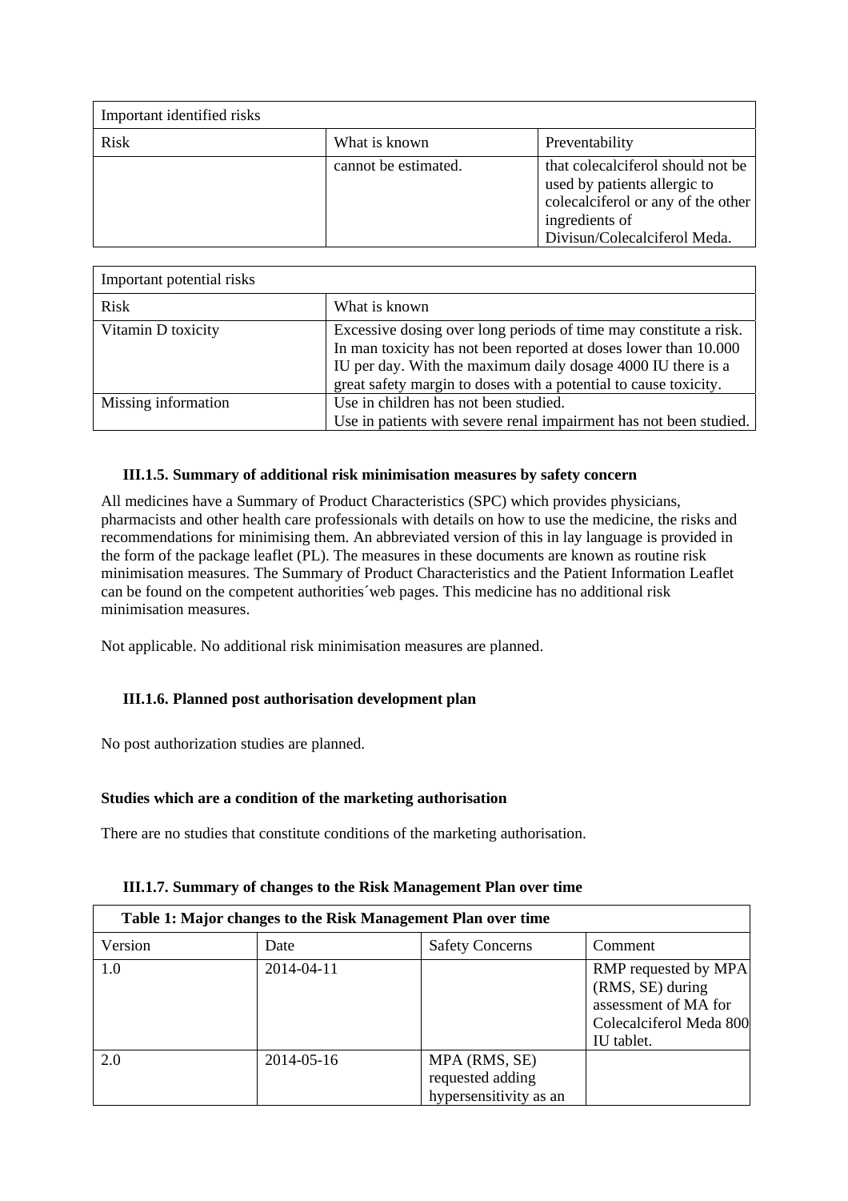| Important identified risks | | |
|---|---|---|
| Risk | What is known | Preventability |
| | cannot be estimated. | that colecalciferol should not be used by patients allergic to colecalciferol or any of the other ingredients of Divisun/Colecalciferol Meda. |

| Important potential risks | |
|---|---|
| Risk | What is known |
| Vitamin D toxicity | Excessive dosing over long periods of time may constitute a risk. In man toxicity has not been reported at doses lower than 10.000 IU per day. With the maximum daily dosage 4000 IU there is a great safety margin to doses with a potential to cause toxicity. |
| Missing information | Use in children has not been studied.<br>Use in patients with severe renal impairment has not been studied. |

### III.1.5. Summary of additional risk minimisation measures by safety concern

All medicines have a Summary of Product Characteristics (SPC) which provides physicians, pharmacists and other health care professionals with details on how to use the medicine, the risks and recommendations for minimising them. An abbreviated version of this in lay language is provided in the form of the package leaflet (PL). The measures in these documents are known as routine risk minimisation measures. The Summary of Product Characteristics and the Patient Information Leaflet can be found on the competent authorities´web pages. This medicine has no additional risk minimisation measures.

Not applicable. No additional risk minimisation measures are planned.

### III.1.6. Planned post authorisation development plan

No post authorization studies are planned.

**Studies which are a condition of the marketing authorisation**

There are no studies that constitute conditions of the marketing authorisation.

### III.1.7. Summary of changes to the Risk Management Plan over time

| **Table 1: Major changes to the Risk Management Plan over time** | | | |
|---|---|---|---|
| Version | Date | Safety Concerns | Comment |
| 1.0 | 2014-04-11 | | RMP requested by MPA (RMS, SE) during assessment of MA for Colecalciferol Meda 800 IU tablet. |
| 2.0 | 2014-05-16 | MPA (RMS, SE) requested adding hypersensitivity as an | |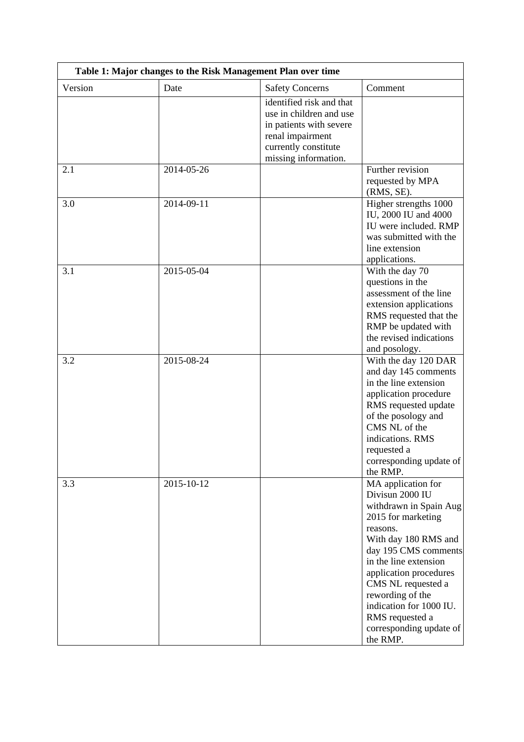| Table 1: Major changes to the Risk Management Plan over time | | | |
|---|---|---|---|
| Version | Date | Safety Concerns | Comment |
| | | identified risk and that use in children and use in patients with severe renal impairment currently constitute missing information. | |
| 2.1 | 2014-05-26 | | Further revision requested by MPA (RMS, SE). |
| 3.0 | 2014-09-11 | | Higher strengths 1000 IU, 2000 IU and 4000 IU were included. RMP was submitted with the line extension applications. |
| 3.1 | 2015-05-04 | | With the day 70 questions in the assessment of the line extension applications RMS requested that the RMP be updated with the revised indications and posology. |
| 3.2 | 2015-08-24 | | With the day 120 DAR and day 145 comments in the line extension application procedure RMS requested update of the posology and CMS NL of the indications. RMS requested a corresponding update of the RMP. |
| 3.3 | 2015-10-12 | | MA application for Divisun 2000 IU withdrawn in Spain Aug 2015 for marketing reasons. With day 180 RMS and day 195 CMS comments in the line extension application procedures CMS NL requested a rewording of the indication for 1000 IU. RMS requested a corresponding update of the RMP. |